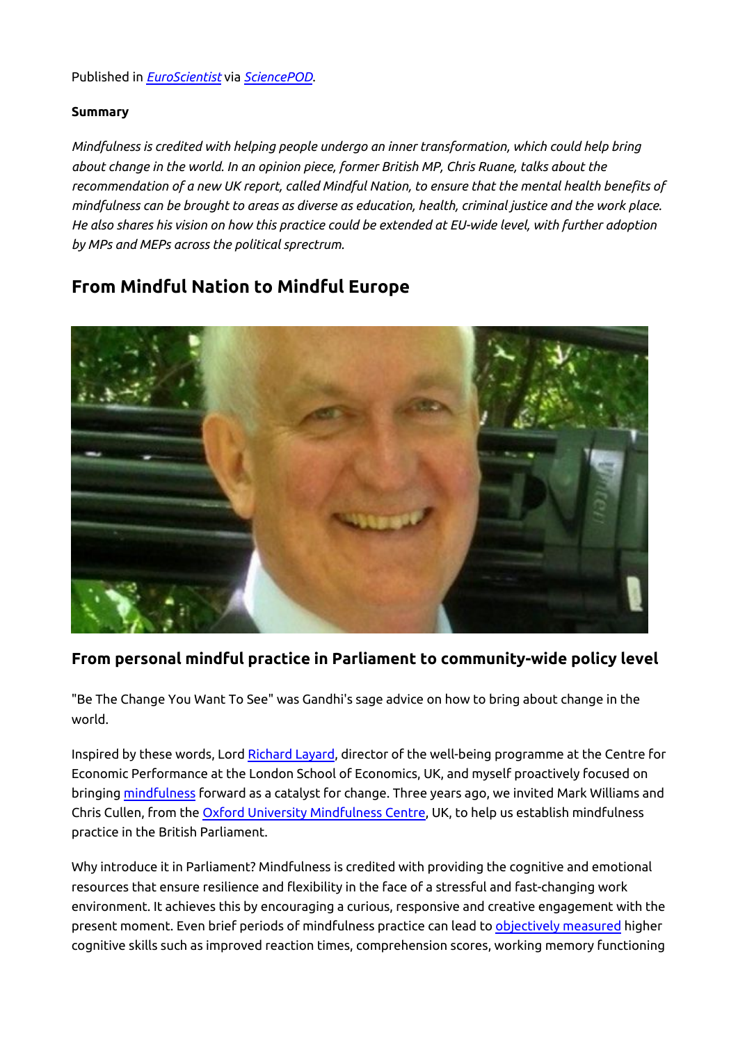Published in *EuroScientist* via *SciencePOD*.

**Summary**

*Mindfulness is credited with helping people undergo an inner transformation, which could help bring about change in the world. In an opinion piece, former British MP, Chris Ruane, talks about the recommendation of a new UK report, called Mindful Nation, to ensure that the mental health benefits of mindfulness can be brought to areas as diverse as education, health, criminal justice and the work place. He also shares his vision on how this practice could be extended at EU-wide level, with further adoption by MPs and MEPs across the political sprectrum.*

## From Mindful Nation to Mindful Europe

### From personal mindful practice in Parliament to community-wide policy level

"Be The Change You Want To See" was Gandhi's sage advice on how to bring about change in the world.

Inspired by these words, Lord Richard Layard, director of the well-being programme at the Centre for Economic Performance at the London School of Economics, UK, and myself proactively focused on bringing mindfulness forward as a catalyst for change. Three years ago, we invited Mark Williams and Chris Cullen, from the Oxford University Mindfulness Centre, UK, to help us establish mindfulness practice in the British Parliament.

Why introduce it in Parliament? Mindfulness is credited with providing the cognitive and emotional resources that ensure resilience and flexibility in the face of a stressful and fast-changing work environment. It achieves this by encouraging a curious, responsive and creative engagement with the present moment. Even brief periods of mindfulness practice can lead to objectively measured higher cognitive skills such as improved reaction times, comprehension scores, working memory functioning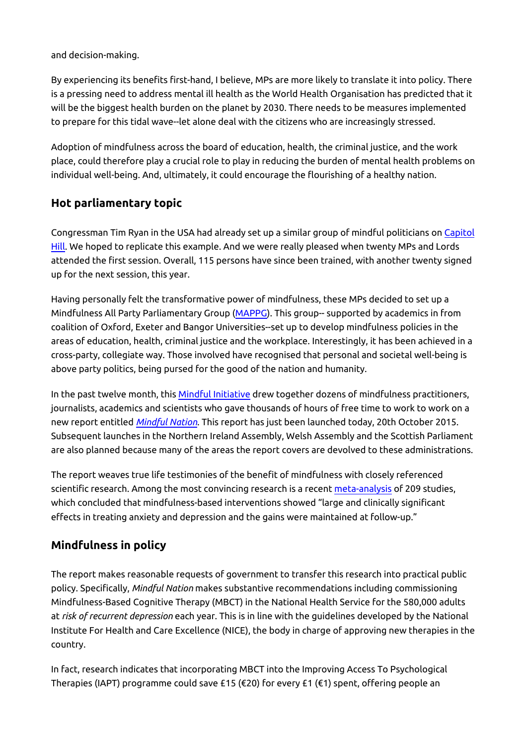and decision-making.

By experiencing its benefits first-hand, I believe, MPs are more likely to translate it into policy. There is a pressing need to address mental ill health as the World Health Organisation has predicted that it will be the biggest health burden on the planet by 2030. There needs to be measures implemented to prepare for this tidal wave--let alone deal with the citizens who are increasingly stressed.

Adoption of mindfulness across the board of education, health, the criminal justice, and the work place, could therefore play a crucial role to play in reducing the burden of mental health problems on individual well-being. And, ultimately, it could encourage the flourishing of a healthy nation.

## Hot parliamentary topic

Congressman Tim Ryan in the USA had already set up a similar group of mindful politicians on Capitol Hill. We hoped to replicate this example. And we were really pleased when twenty MPs and Lords attended the first session. Overall, 115 persons have since been trained, with another twenty signed up for the next session, this year.

Having personally felt the transformative power of mindfulness, these MPs decided to set up a Mindfulness All Party Parliamentary Group (MAPPG). This group-- supported by academics in from coalition of Oxford, Exeter and Bangor Universities--set up to develop mindfulness policies in the areas of education, health, criminal justice and the workplace. Interestingly, it has been achieved in a cross-party, collegiate way. Those involved have recognised that personal and societal well-being is above party politics, being pursed for the good of the nation and humanity.

In the past twelve month, this Mindful Initiative drew together dozens of mindfulness practitioners, journalists, academics and scientists who gave thousands of hours of free time to work to work on a new report entitled *Mindful Nation*. This report has just been launched today, 20th October 2015. Subsequent launches in the Northern Ireland Assembly, Welsh Assembly and the Scottish Parliament are also planned because many of the areas the report covers are devolved to these administrations.

The report weaves true life testimonies of the benefit of mindfulness with closely referenced scientific research. Among the most convincing research is a recent meta-analysis of 209 studies, which concluded that mindfulness-based interventions showed "large and clinically significant effects in treating anxiety and depression and the gains were maintained at follow-up."

## Mindfulness in policy

The report makes reasonable requests of government to transfer this research into practical public policy. Specifically, *Mindful Nation* makes substantive recommendations including commissioning Mindfulness-Based Cognitive Therapy (MBCT) in the National Health Service for the 580,000 adults at *risk of recurrent depression* each year. This is in line with the guidelines developed by the National Institute For Health and Care Excellence (NICE), the body in charge of approving new therapies in the country.

In fact, research indicates that incorporating MBCT into the Improving Access To Psychological Therapies (IAPT) programme could save £15 (€20) for every £1 (€1) spent, offering people an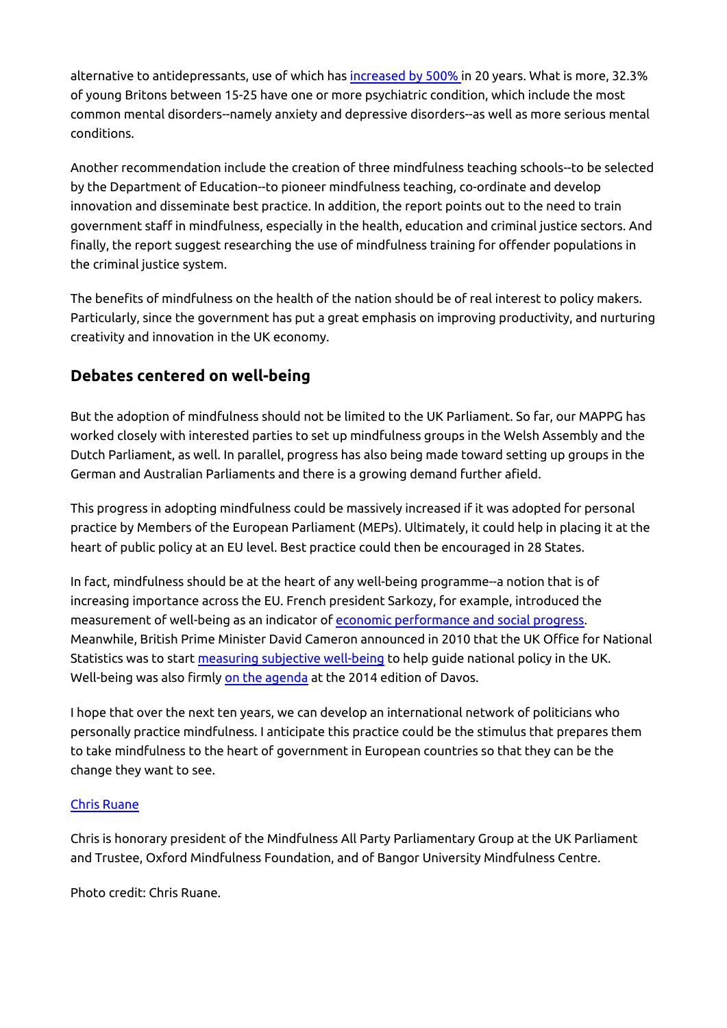alternative to antidepressants, use of which has increased by 500% in 20 years. What is more, 32.3% of young Britons between 15-25 have one or more psychiatric condition, which include the most common mental disorders--namely anxiety and depressive disorders--as well as more serious mental conditions.

Another recommendation include the creation of three mindfulness teaching schools--to be selected by the Department of Education--to pioneer mindfulness teaching, co-ordinate and develop innovation and disseminate best practice. In addition, the report points out to the need to train government staff in mindfulness, especially in the health, education and criminal justice sectors. And finally, the report suggest researching the use of mindfulness training for offender populations in the criminal justice system.

The benefits of mindfulness on the health of the nation should be of real interest to policy makers. Particularly, since the government has put a great emphasis on improving productivity, and nurturing creativity and innovation in the UK economy.

## Debates centered on well-being

But the adoption of mindfulness should not be limited to the UK Parliament. So far, our MAPPG has worked closely with interested parties to set up mindfulness groups in the Welsh Assembly and the Dutch Parliament, as well. In parallel, progress has also being made toward setting up groups in the German and Australian Parliaments and there is a growing demand further afield.

This progress in adopting mindfulness could be massively increased if it was adopted for personal practice by Members of the European Parliament (MEPs). Ultimately, it could help in placing it at the heart of public policy at an EU level. Best practice could then be encouraged in 28 States.

In fact, mindfulness should be at the heart of any well-being programme--a notion that is of increasing importance across the EU. French president Sarkozy, for example, introduced the measurement of well-being as an indicator of economic performance and social progress. Meanwhile, British Prime Minister David Cameron announced in 2010 that the UK Office for National Statistics was to start measuring subjective well-being to help guide national policy in the UK. Well-being was also firmly on the agenda at the 2014 edition of Davos.

I hope that over the next ten years, we can develop an international network of politicians who personally practice mindfulness. I anticipate this practice could be the stimulus that prepares them to take mindfulness to the heart of government in European countries so that they can be the change they want to see.

Chris Ruane

Chris is honorary president of the Mindfulness All Party Parliamentary Group at the UK Parliament and Trustee, Oxford Mindfulness Foundation, and of Bangor University Mindfulness Centre.

Photo credit: Chris Ruane.